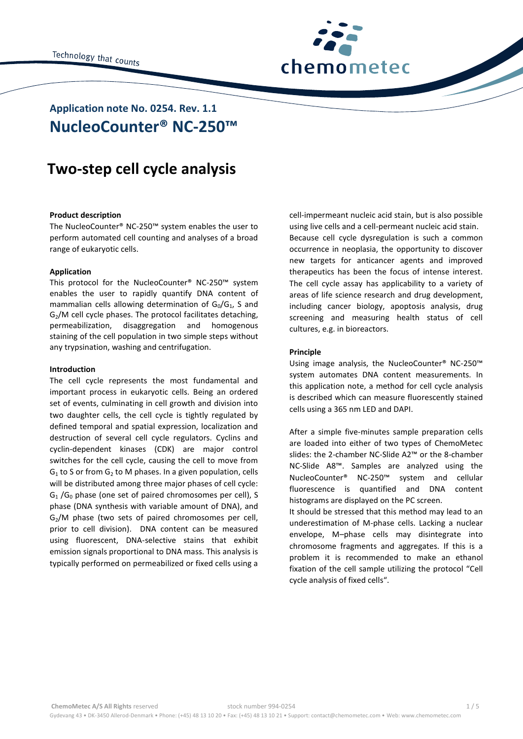Technology that counts

chemometec

**Application note No. 0254. Rev. 1.1**

# NucleoCounter® NC-250™

# Two-step cell cycle analysis

### Product description

The NucleoCounter® NC-250™ system enables the user to perform automated cell counting and analyses of a broad range of eukaryotic cells.

### Application

This protocol for the NucleoCounter® NC-250™ system enables the user to rapidly quantify DNA content of mammalian cells allowing determination of $G_0/G_1$, S and $G_2/M$ cell cycle phases. The protocol facilitates detaching, permeabilization, disaggregation and homogenous staining of the cell population in two simple steps without any trypsination, washing and centrifugation.

### Introduction

The cell cycle represents the most fundamental and important process in eukaryotic cells. Being an ordered set of events, culminating in cell growth and division into two daughter cells, the cell cycle is tightly regulated by defined temporal and spatial expression, localization and destruction of several cell cycle regulators. Cyclins and cyclin-dependent kinases (CDK) are major control switches for the cell cycle, causing the cell to move from $G_1$ to S or from $G_2$ to M phases. In a given population, cells will be distributed among three major phases of cell cycle: $G_1$ /$G_0$ phase (one set of paired chromosomes per cell), S phase (DNA synthesis with variable amount of DNA), and $G_2$/M phase (two sets of paired chromosomes per cell, prior to cell division). DNA content can be measured using fluorescent, DNA-selective stains that exhibit emission signals proportional to DNA mass. This analysis is typically performed on permeabilized or fixed cells using a cell-impermeant nucleic acid stain, but is also possible using live cells and a cell-permeant nucleic acid stain.

Because cell cycle dysregulation is such a common occurrence in neoplasia, the opportunity to discover new targets for anticancer agents and improved therapeutics has been the focus of intense interest. The cell cycle assay has applicability to a variety of areas of life science research and drug development, including cancer biology, apoptosis analysis, drug screening and measuring health status of cell cultures, e.g. in bioreactors.

### Principle

Using image analysis, the NucleoCounter® NC-250™ system automates DNA content measurements. In this application note, a method for cell cycle analysis is described which can measure fluorescently stained cells using a 365 nm LED and DAPI.

After a simple five-minutes sample preparation cells are loaded into either of two types of ChemoMetec slides: the 2-chamber NC-Slide A2™ or the 8-chamber NC-Slide A8™. Samples are analyzed using the NucleoCounter® NC-250™ system and cellular fluorescence is quantified and DNA content histograms are displayed on the PC screen.

It should be stressed that this method may lead to an underestimation of M-phase cells. Lacking a nuclear envelope, M–phase cells may disintegrate into chromosome fragments and aggregates. If this is a problem it is recommended to make an ethanol fixation of the cell sample utilizing the protocol "Cell cycle analysis of fixed cells".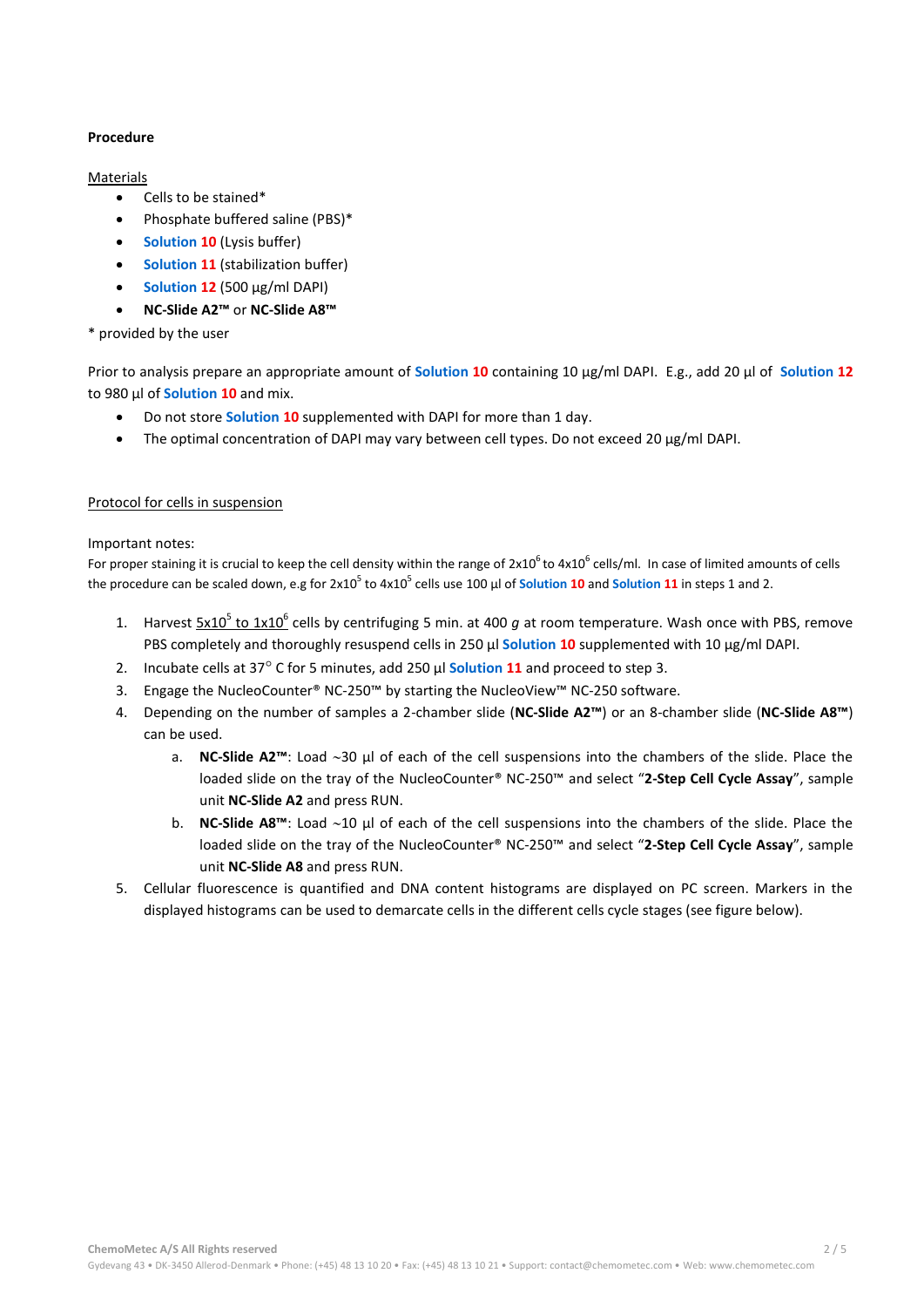**Procedure**

Materials

- Cells to be stained*
- Phosphate buffered saline (PBS)*
- **Solution 10** (Lysis buffer)
- **Solution 11** (stabilization buffer)
- **Solution 12** (500 µg/ml DAPI)
- **NC-Slide A2™** or **NC-Slide A8™**

\* provided by the user

Prior to analysis prepare an appropriate amount of **Solution 10** containing 10 µg/ml DAPI. E.g., add 20 µl of **Solution 12** to 980 µl of **Solution 10** and mix.

- Do not store **Solution 10** supplemented with DAPI for more than 1 day.
- The optimal concentration of DAPI may vary between cell types. Do not exceed 20 µg/ml DAPI.

Protocol for cells in suspension

Important notes:

For proper staining it is crucial to keep the cell density within the range of $2x10^6$ to $4x10^6$ cells/ml. In case of limited amounts of cells the procedure can be scaled down, e.g for $2x10^5$ to $4x10^5$ cells use 100 µl of **Solution 10** and **Solution 11** in steps 1 and 2.

1. Harvest $5x10^5$ to $1x10^6$ cells by centrifuging 5 min. at 400 *g* at room temperature. Wash once with PBS, remove PBS completely and thoroughly resuspend cells in 250 µl **Solution 10** supplemented with 10 µg/ml DAPI.
2. Incubate cells at 37° C for 5 minutes, add 250 µl **Solution 11** and proceed to step 3.
3. Engage the NucleoCounter® NC-250™ by starting the NucleoView™ NC-250 software.
4. Depending on the number of samples a 2-chamber slide (**NC-Slide A2™**) or an 8-chamber slide (**NC-Slide A8™**) can be used.
   a. **NC-Slide A2™**: Load ~30 µl of each of the cell suspensions into the chambers of the slide. Place the loaded slide on the tray of the NucleoCounter® NC-250™ and select "**2-Step Cell Cycle Assay**", sample unit **NC-Slide A2** and press RUN.
   b. **NC-Slide A8™**: Load ~10 µl of each of the cell suspensions into the chambers of the slide. Place the loaded slide on the tray of the NucleoCounter® NC-250™ and select "**2-Step Cell Cycle Assay**", sample unit **NC-Slide A8** and press RUN.
5. Cellular fluorescence is quantified and DNA content histograms are displayed on PC screen. Markers in the displayed histograms can be used to demarcate cells in the different cells cycle stages (see figure below).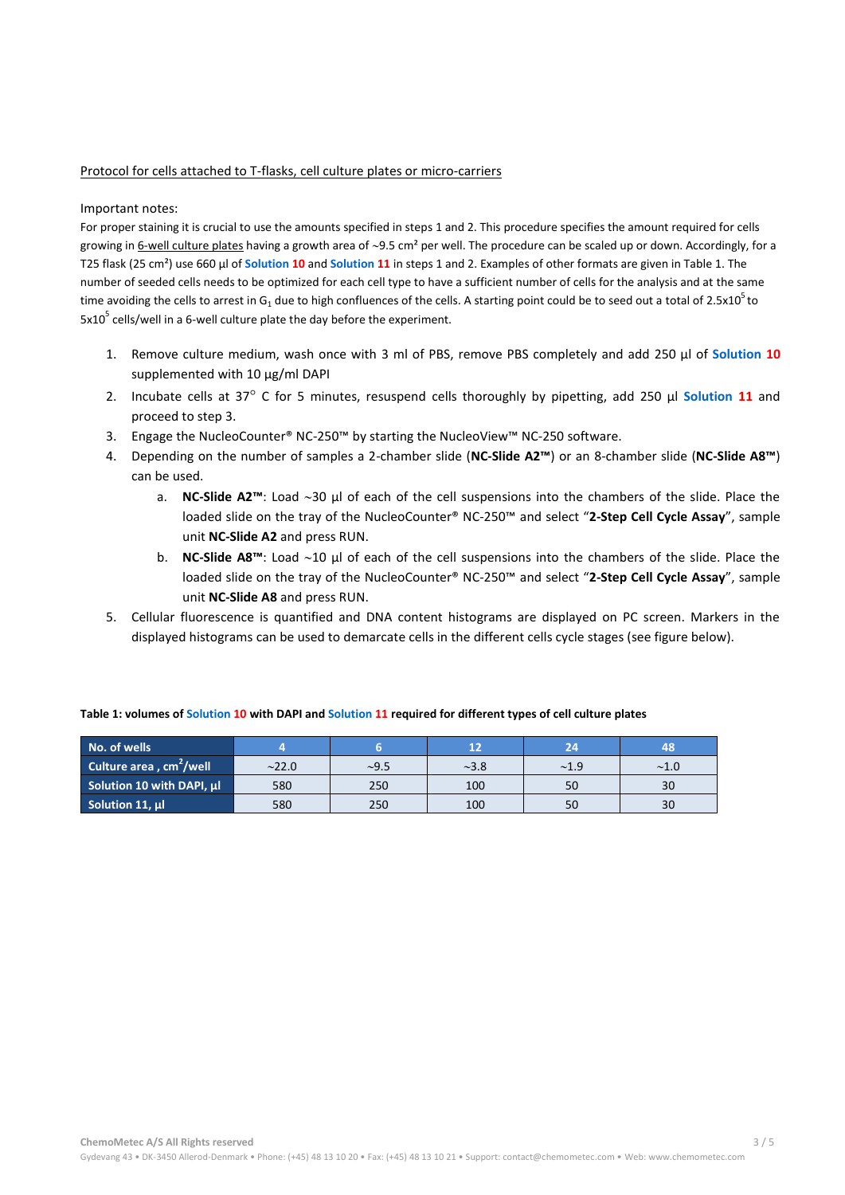Protocol for cells attached to T-flasks, cell culture plates or micro-carriers

Important notes:

For proper staining it is crucial to use the amounts specified in steps 1 and 2. This procedure specifies the amount required for cells growing in 6-well culture plates having a growth area of ~9.5 cm² per well. The procedure can be scaled up or down. Accordingly, for a T25 flask (25 cm²) use 660 µl of Solution 10 and Solution 11 in steps 1 and 2. Examples of other formats are given in Table 1. The number of seeded cells needs to be optimized for each cell type to have a sufficient number of cells for the analysis and at the same time avoiding the cells to arrest in $G_1$ due to high confluences of the cells. A starting point could be to seed out a total of $2.5x10^5$ to $5x10^5$ cells/well in a 6-well culture plate the day before the experiment.

1. Remove culture medium, wash once with 3 ml of PBS, remove PBS completely and add 250 µl of **Solution 10** supplemented with 10 µg/ml DAPI
2. Incubate cells at 37° C for 5 minutes, resuspend cells thoroughly by pipetting, add 250 µl **Solution 11** and proceed to step 3.
3. Engage the NucleoCounter® NC-250™ by starting the NucleoView™ NC-250 software.
4. Depending on the number of samples a 2-chamber slide (**NC-Slide A2™**) or an 8-chamber slide (**NC-Slide A8™**) can be used.
   a. **NC-Slide A2™**: Load ~30 µl of each of the cell suspensions into the chambers of the slide. Place the loaded slide on the tray of the NucleoCounter® NC-250™ and select "**2-Step Cell Cycle Assay**", sample unit **NC-Slide A2** and press RUN.
   b. **NC-Slide A8™**: Load ~10 µl of each of the cell suspensions into the chambers of the slide. Place the loaded slide on the tray of the NucleoCounter® NC-250™ and select "**2-Step Cell Cycle Assay**", sample unit **NC-Slide A8** and press RUN.
5. Cellular fluorescence is quantified and DNA content histograms are displayed on PC screen. Markers in the displayed histograms can be used to demarcate cells in the different cells cycle stages (see figure below).

**Table 1: volumes of Solution 10 with DAPI and Solution 11 required for different types of cell culture plates**

| No. of wells | 4 | 6 | 12 | 24 | 48 |
|---|---|---|---|---|---|
| Culture area , cm²/well | ~22.0 | ~9.5 | ~3.8 | ~1.9 | ~1.0 |
| Solution 10 with DAPI, µl | 580 | 250 | 100 | 50 | 30 |
| Solution 11, µl | 580 | 250 | 100 | 50 | 30 |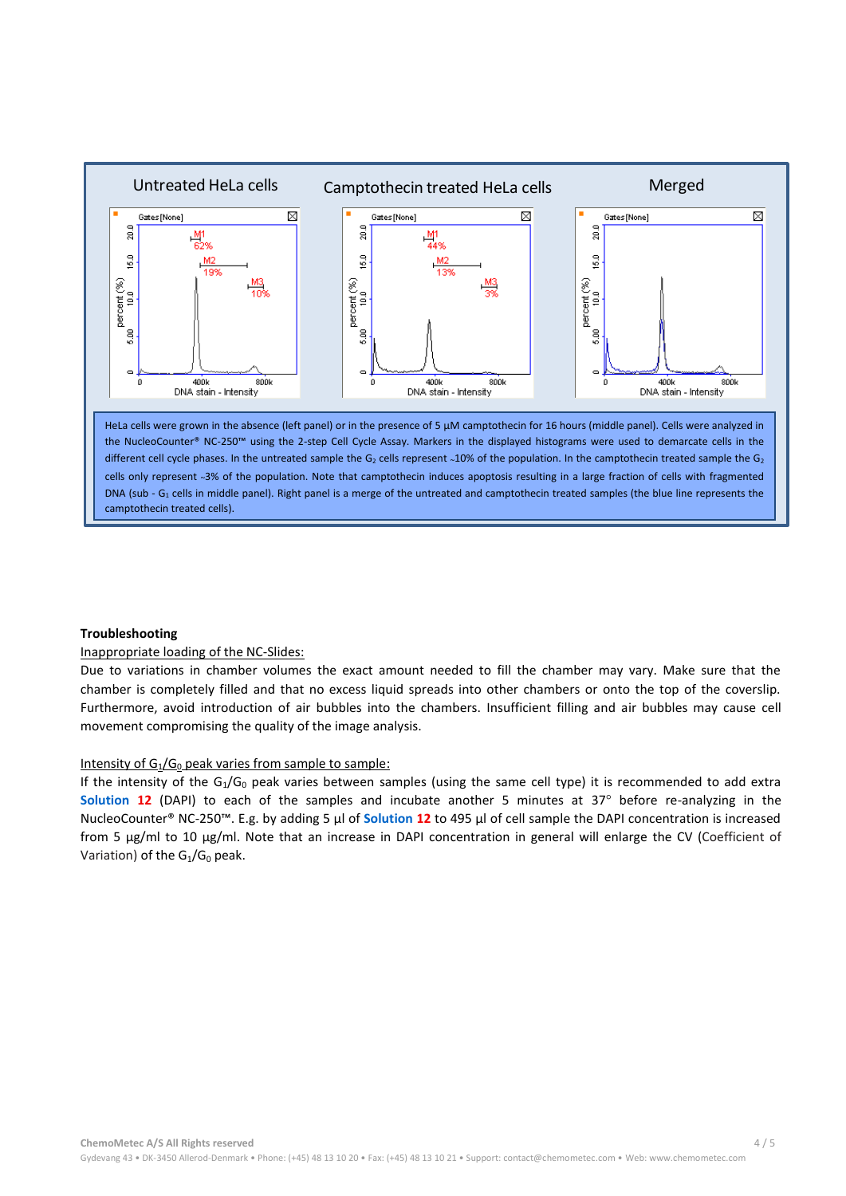Untreated HeLa cells

Gates [None]

M1
62%

M2
19%

M3
10%

percent (%)

0
5.00
10.0
15.0
20.0

0
400k
800k

DNA stain - Intensity

Camptothecin treated HeLa cells

Gates [None]

M1
44%

M2
13%

M3
3%

percent (%)

0
5.00
10.0
15.0
20.0

0
400k
800k

DNA stain - Intensity

Merged

Gates [None]

percent (%)

0
5.00
10.0
15.0
20.0

0
400k
800k

DNA stain - Intensity

HeLa cells were grown in the absence (left panel) or in the presence of 5 µM camptothecin for 16 hours (middle panel). Cells were analyzed in the NucleoCounter® NC-250™ using the 2-step Cell Cycle Assay. Markers in the displayed histograms were used to demarcate cells in the different cell cycle phases. In the untreated sample the $G_2$ cells represent ~10% of the population. In the camptothecin treated sample the $G_2$ cells only represent ~3% of the population. Note that camptothecin induces apoptosis resulting in a large fraction of cells with fragmented DNA (sub - $G_1$ cells in middle panel). Right panel is a merge of the untreated and camptothecin treated samples (the blue line represents the camptothecin treated cells).

**Troubleshooting**

Inappropriate loading of the NC-Slides:

Due to variations in chamber volumes the exact amount needed to fill the chamber may vary. Make sure that the chamber is completely filled and that no excess liquid spreads into other chambers or onto the top of the coverslip. Furthermore, avoid introduction of air bubbles into the chambers. Insufficient filling and air bubbles may cause cell movement compromising the quality of the image analysis.

Intensity of $G_1/G_0$ peak varies from sample to sample:

If the intensity of the $G_1/G_0$ peak varies between samples (using the same cell type) it is recommended to add extra **Solution 12** (DAPI) to each of the samples and incubate another 5 minutes at 37° before re-analyzing in the NucleoCounter® NC-250™. E.g. by adding 5 µl of **Solution 12** to 495 µl of cell sample the DAPI concentration is increased from 5 µg/ml to 10 µg/ml. Note that an increase in DAPI concentration in general will enlarge the CV (Coefficient of Variation) of the $G_1/G_0$ peak.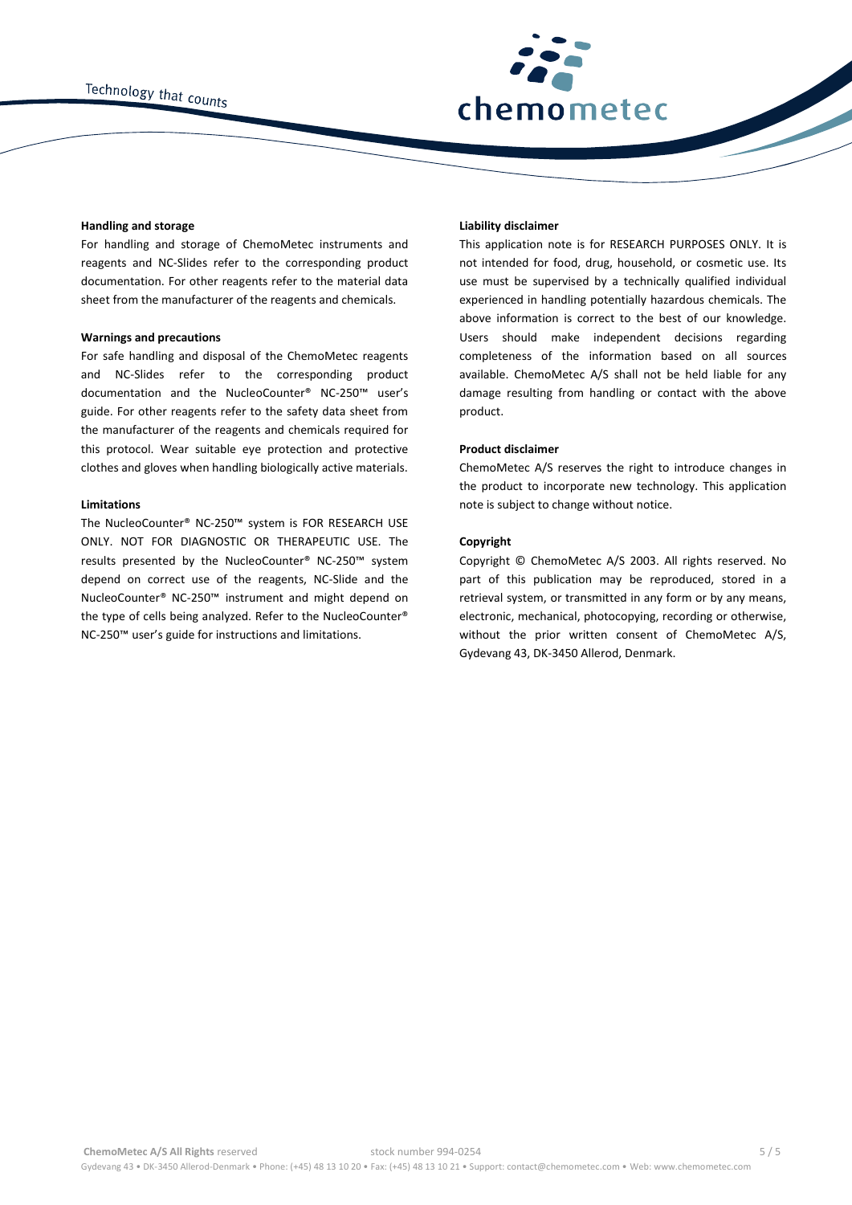**Handling and storage**

For handling and storage of ChemoMetec instruments and reagents and NC-Slides refer to the corresponding product documentation. For other reagents refer to the material data sheet from the manufacturer of the reagents and chemicals.

**Warnings and precautions**

For safe handling and disposal of the ChemoMetec reagents and NC-Slides refer to the corresponding product documentation and the NucleoCounter® NC-250™ user's guide. For other reagents refer to the safety data sheet from the manufacturer of the reagents and chemicals required for this protocol. Wear suitable eye protection and protective clothes and gloves when handling biologically active materials.

**Limitations**

The NucleoCounter® NC-250™ system is FOR RESEARCH USE ONLY. NOT FOR DIAGNOSTIC OR THERAPEUTIC USE. The results presented by the NucleoCounter® NC-250™ system depend on correct use of the reagents, NC-Slide and the NucleoCounter® NC-250™ instrument and might depend on the type of cells being analyzed. Refer to the NucleoCounter® NC-250™ user's guide for instructions and limitations.

**Liability disclaimer**

This application note is for RESEARCH PURPOSES ONLY. It is not intended for food, drug, household, or cosmetic use. Its use must be supervised by a technically qualified individual experienced in handling potentially hazardous chemicals. The above information is correct to the best of our knowledge. Users should make independent decisions regarding completeness of the information based on all sources available. ChemoMetec A/S shall not be held liable for any damage resulting from handling or contact with the above product.

**Product disclaimer**

ChemoMetec A/S reserves the right to introduce changes in the product to incorporate new technology. This application note is subject to change without notice.

**Copyright**

Copyright © ChemoMetec A/S 2003. All rights reserved. No part of this publication may be reproduced, stored in a retrieval system, or transmitted in any form or by any means, electronic, mechanical, photocopying, recording or otherwise, without the prior written consent of ChemoMetec A/S, Gydevang 43, DK-3450 Allerod, Denmark.